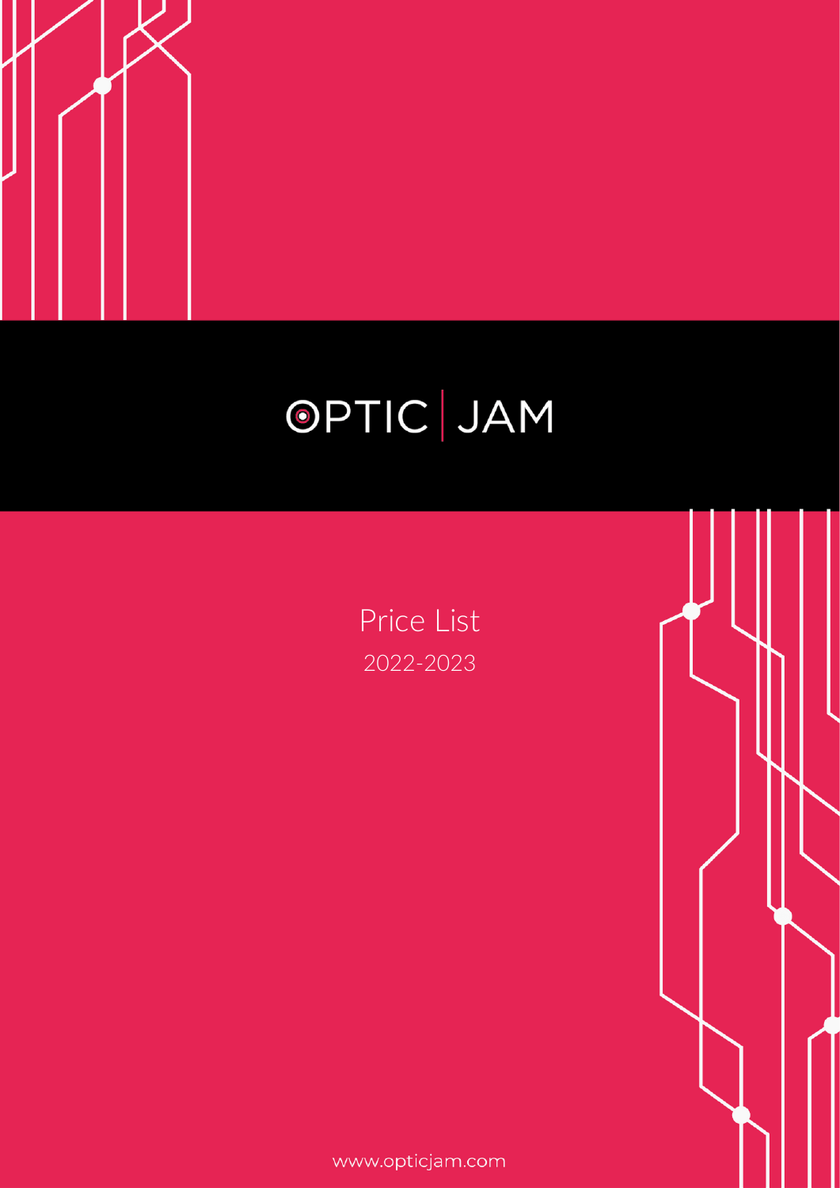# OPTIC JAM

Price List

2022-2023

www.opticjam.com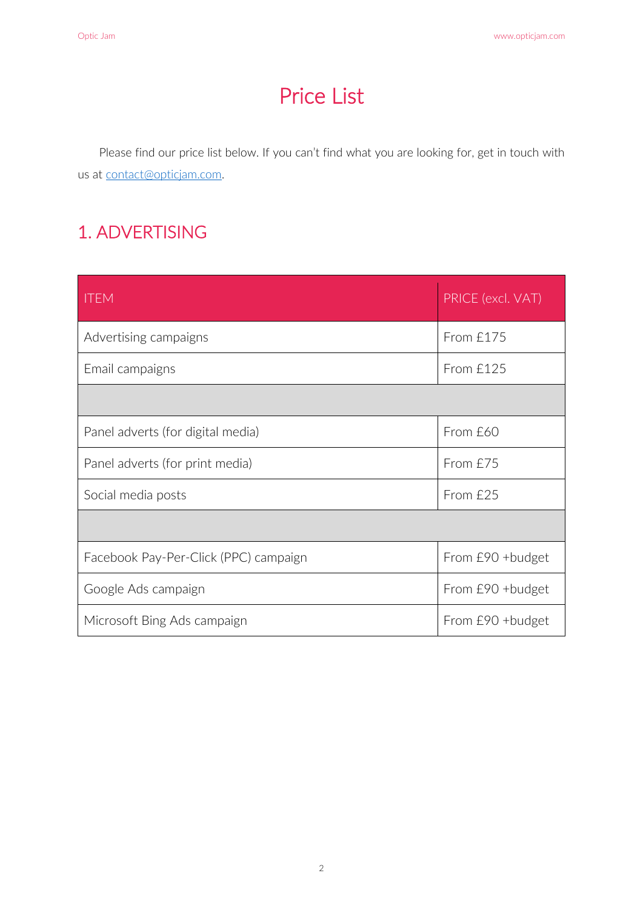# Price List

Please find our price list below. If you can't find what you are looking for, get in touch with us at contact@opticjam.com.

## 1. ADVERTISING

| ITEM | PRICE (excl. VAT) |
|---|---|
| Advertising campaigns | From £175 |
| Email campaigns | From £125 |
| | |
| Panel adverts (for digital media) | From £60 |
| Panel adverts (for print media) | From £75 |
| Social media posts | From £25 |
| | |
| Facebook Pay-Per-Click (PPC) campaign | From £90 +budget |
| Google Ads campaign | From £90 +budget |
| Microsoft Bing Ads campaign | From £90 +budget |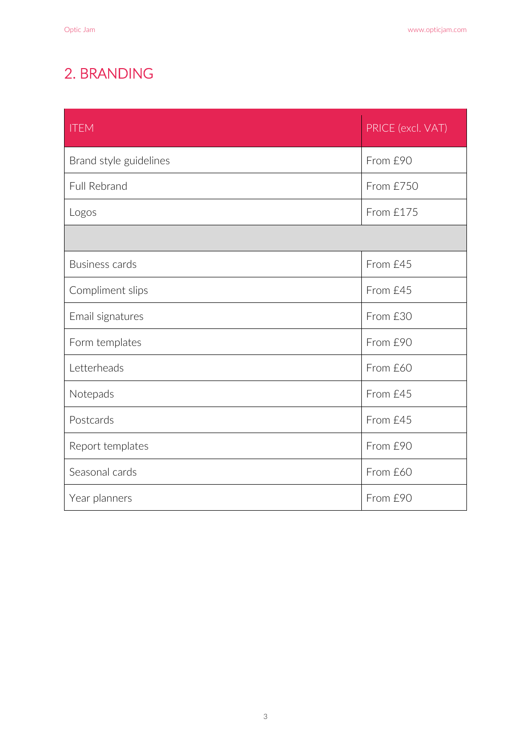## 2. BRANDING

| ITEM | PRICE (excl. VAT) |
|---|---|
| Brand style guidelines | From £90 |
| Full Rebrand | From £750 |
| Logos | From £175 |
| | |
| Business cards | From £45 |
| Compliment slips | From £45 |
| Email signatures | From £30 |
| Form templates | From £90 |
| Letterheads | From £60 |
| Notepads | From £45 |
| Postcards | From £45 |
| Report templates | From £90 |
| Seasonal cards | From £60 |
| Year planners | From £90 |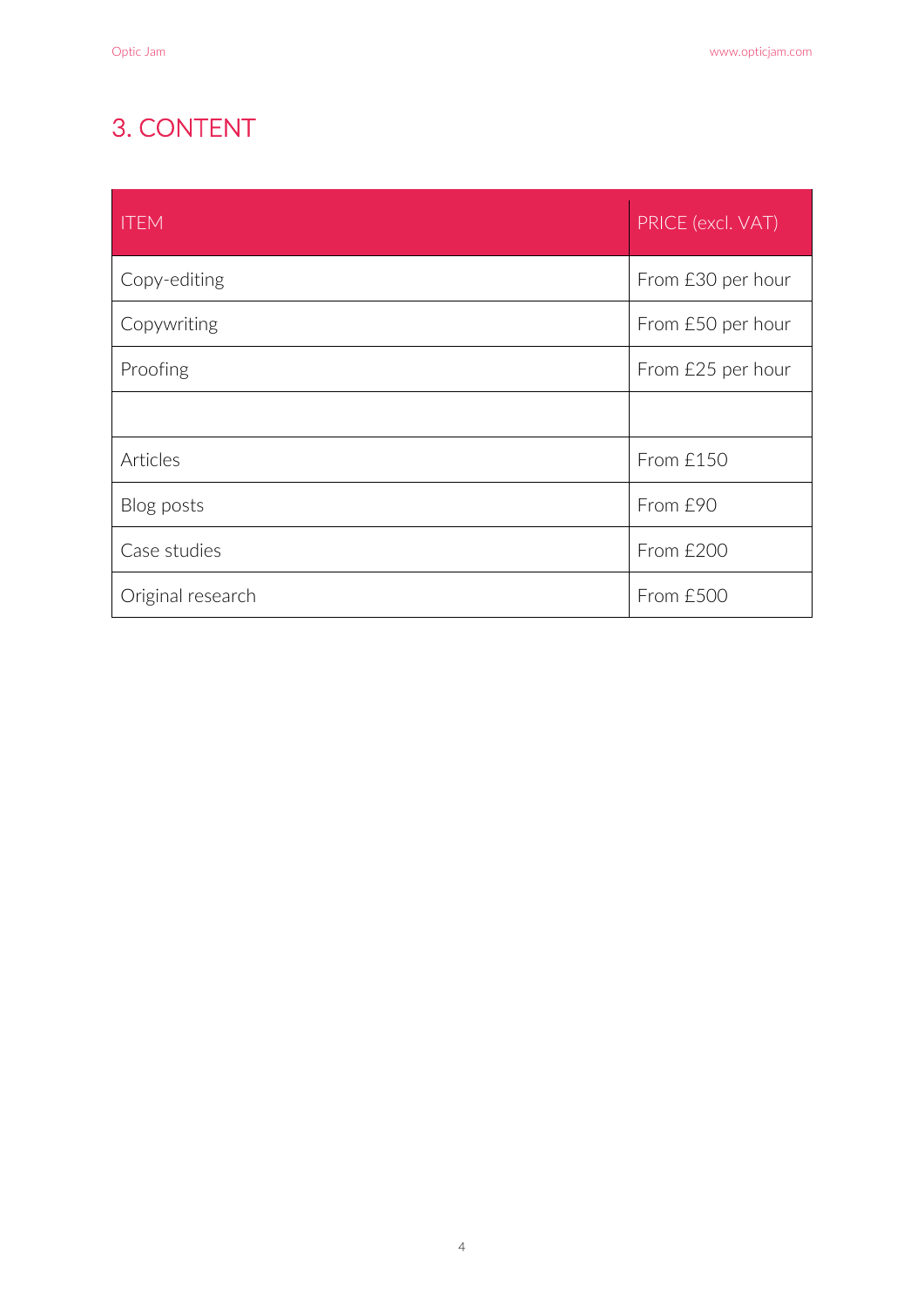## 3. CONTENT

| ITEM | PRICE (excl. VAT) |
|---|---|
| Copy-editing | From £30 per hour |
| Copywriting | From £50 per hour |
| Proofing | From £25 per hour |
| | |
| Articles | From £150 |
| Blog posts | From £90 |
| Case studies | From £200 |
| Original research | From £500 |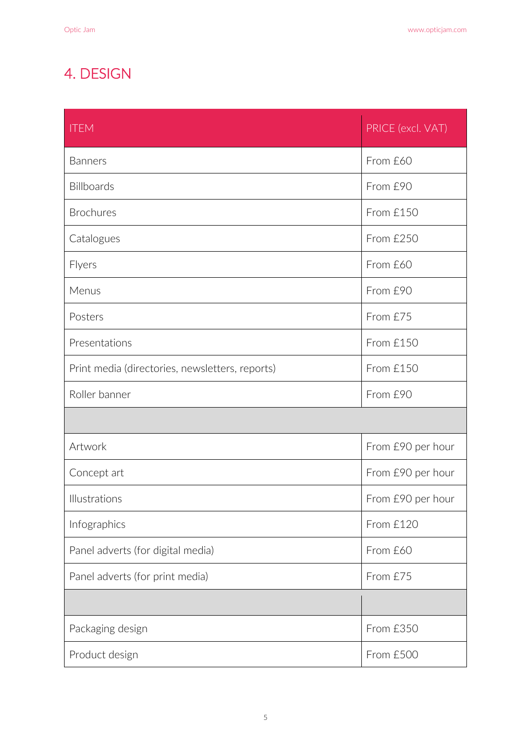## 4. DESIGN

| ITEM | PRICE (excl. VAT) |
|---|---|
| Banners | From £60 |
| Billboards | From £90 |
| Brochures | From £150 |
| Catalogues | From £250 |
| Flyers | From £60 |
| Menus | From £90 |
| Posters | From £75 |
| Presentations | From £150 |
| Print media (directories, newsletters, reports) | From £150 |
| Roller banner | From £90 |
| | |
| Artwork | From £90 per hour |
| Concept art | From £90 per hour |
| Illustrations | From £90 per hour |
| Infographics | From £120 |
| Panel adverts (for digital media) | From £60 |
| Panel adverts (for print media) | From £75 |
| | |
| Packaging design | From £350 |
| Product design | From £500 |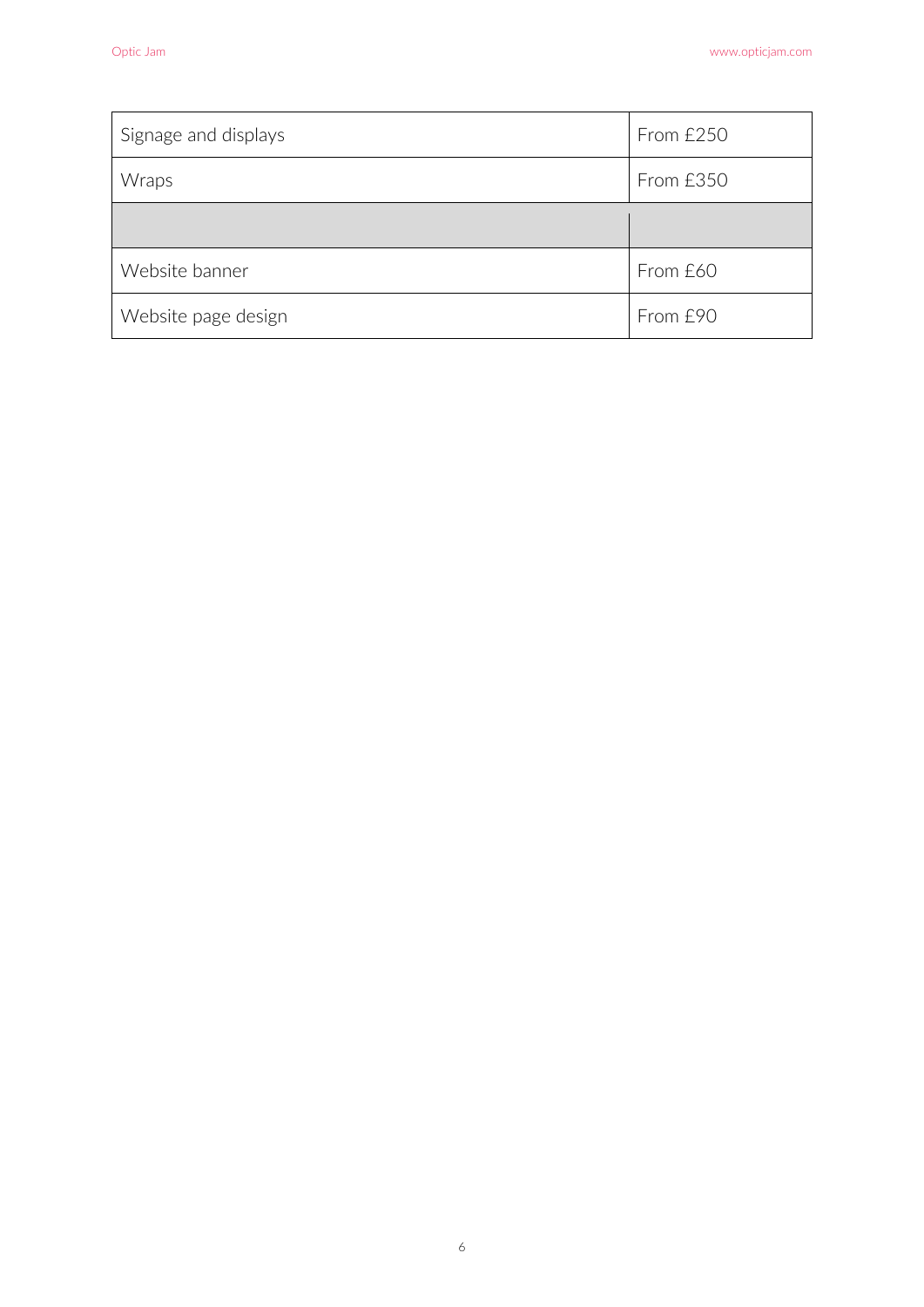| | |
|---|---|
| Signage and displays | From £250 |
| Wraps | From £350 |
| | |
| Website banner | From £60 |
| Website page design | From £90 |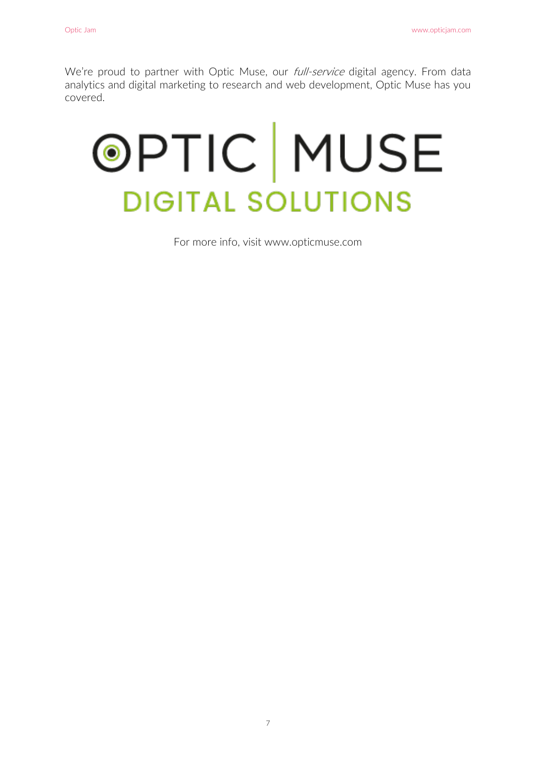We're proud to partner with Optic Muse, our *full-service* digital agency. From data analytics and digital marketing to research and web development, Optic Muse has you covered.

OPTIC | MUSE

DIGITAL SOLUTIONS

For more info, visit www.opticmuse.com